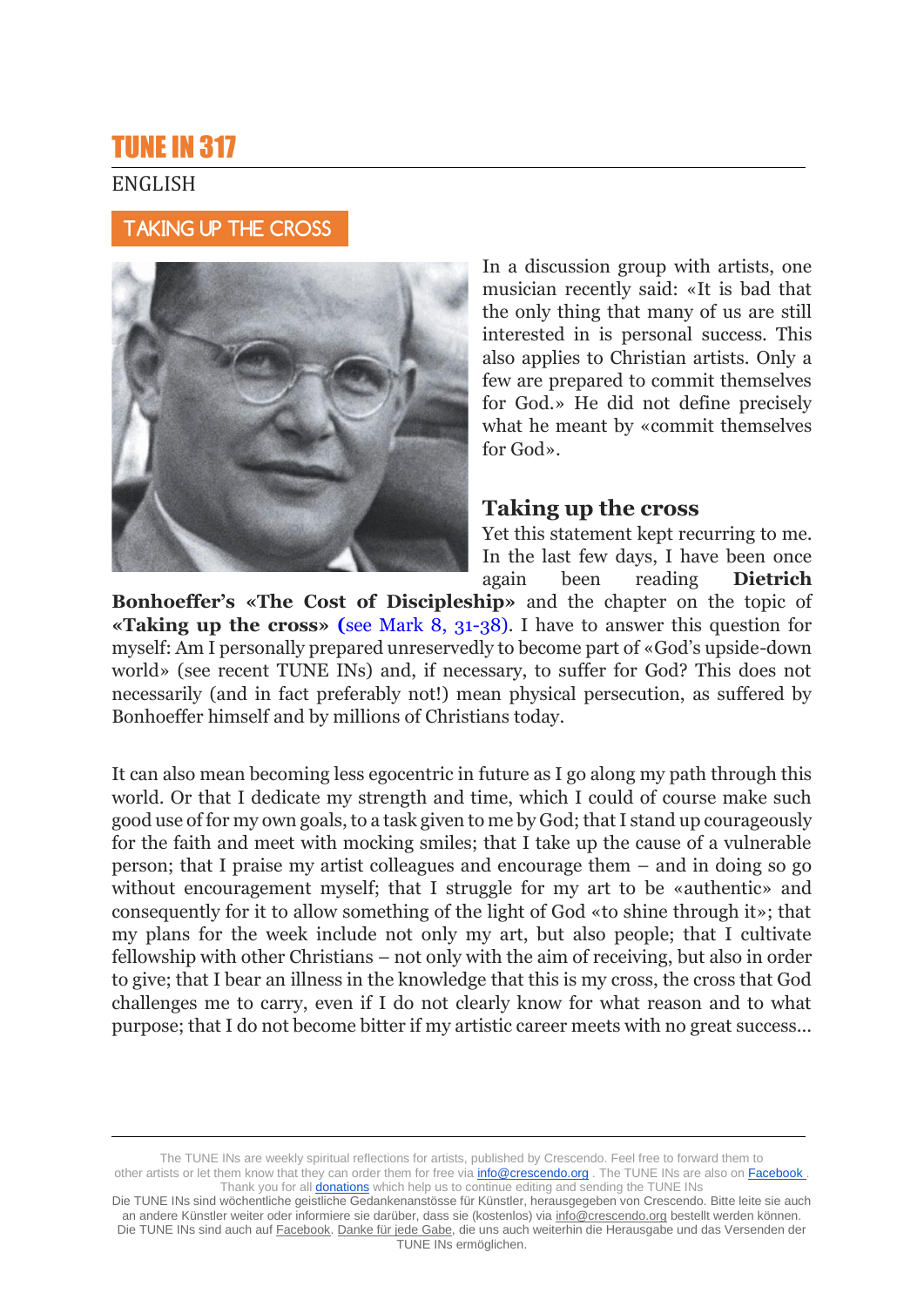# TUNE IN 317

ENGLISH

## TAKING UP THE CROSS

In a discussion group with artists, one musician recently said: «It is bad that the only thing that many of us are still interested in is personal success. This also applies to Christian artists. Only a few are prepared to commit themselves for God.» He did not define precisely what he meant by «commit themselves for God».

### Taking up the cross

Yet this statement kept recurring to me. In the last few days, I have been once again been reading **Dietrich Bonhoeffer's «The Cost of Discipleship»** and the chapter on the topic of **«Taking up the cross»** (see Mark 8, 31-38). I have to answer this question for myself: Am I personally prepared unreservedly to become part of «God's upside-down world» (see recent TUNE INs) and, if necessary, to suffer for God? This does not necessarily (and in fact preferably not!) mean physical persecution, as suffered by Bonhoeffer himself and by millions of Christians today.

It can also mean becoming less egocentric in future as I go along my path through this world. Or that I dedicate my strength and time, which I could of course make such good use of for my own goals, to a task given to me by God; that I stand up courageously for the faith and meet with mocking smiles; that I take up the cause of a vulnerable person; that I praise my artist colleagues and encourage them – and in doing so go without encouragement myself; that I struggle for my art to be «authentic» and consequently for it to allow something of the light of God «to shine through it»; that my plans for the week include not only my art, but also people; that I cultivate fellowship with other Christians – not only with the aim of receiving, but also in order to give; that I bear an illness in the knowledge that this is my cross, the cross that God challenges me to carry, even if I do not clearly know for what reason and to what purpose; that I do not become bitter if my artistic career meets with no great success...

---

The TUNE INs are weekly spiritual reflections for artists, published by Crescendo. Feel free to forward them to other artists or let them know that they can order them for free via info@crescendo.org . The TUNE INs are also on Facebook . Thank you for all donations which help us to continue editing and sending the TUNE INs

Die TUNE INs sind wöchentliche geistliche Gedankenanstösse für Künstler, herausgegeben von Crescendo. Bitte leite sie auch an andere Künstler weiter oder informiere sie darüber, dass sie (kostenlos) via info@crescendo.org bestellt werden können. Die TUNE INs sind auch auf Facebook. Danke für jede Gabe, die uns auch weiterhin die Herausgabe und das Versenden der TUNE INs ermöglichen.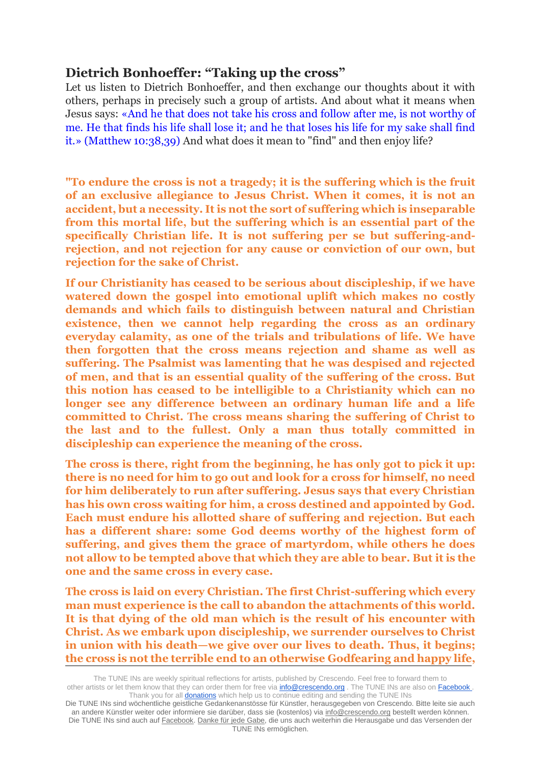## Dietrich Bonhoeffer: "Taking up the cross"

Let us listen to Dietrich Bonhoeffer, and then exchange our thoughts about it with others, perhaps in precisely such a group of artists. And about what it means when Jesus says: «And he that does not take his cross and follow after me, is not worthy of me. He that finds his life shall lose it; and he that loses his life for my sake shall find it.» (Matthew 10:38,39) And what does it mean to "find" and then enjoy life?

**"To endure the cross is not a tragedy; it is the suffering which is the fruit of an exclusive allegiance to Jesus Christ. When it comes, it is not an accident, but a necessity. It is not the sort of suffering which is inseparable from this mortal life, but the suffering which is an essential part of the specifically Christian life. It is not suffering per se but suffering-and-rejection, and not rejection for any cause or conviction of our own, but rejection for the sake of Christ.**

**If our Christianity has ceased to be serious about discipleship, if we have watered down the gospel into emotional uplift which makes no costly demands and which fails to distinguish between natural and Christian existence, then we cannot help regarding the cross as an ordinary everyday calamity, as one of the trials and tribulations of life. We have then forgotten that the cross means rejection and shame as well as suffering. The Psalmist was lamenting that he was despised and rejected of men, and that is an essential quality of the suffering of the cross. But this notion has ceased to be intelligible to a Christianity which can no longer see any difference between an ordinary human life and a life committed to Christ. The cross means sharing the suffering of Christ to the last and to the fullest. Only a man thus totally committed in discipleship can experience the meaning of the cross.**

**The cross is there, right from the beginning, he has only got to pick it up: there is no need for him to go out and look for a cross for himself, no need for him deliberately to run after suffering. Jesus says that every Christian has his own cross waiting for him, a cross destined and appointed by God. Each must endure his allotted share of suffering and rejection. But each has a different share: some God deems worthy of the highest form of suffering, and gives them the grace of martyrdom, while others he does not allow to be tempted above that which they are able to bear. But it is the one and the same cross in every case.**

**The cross is laid on every Christian. The first Christ-suffering which every man must experience is the call to abandon the attachments of this world. It is that dying of the old man which is the result of his encounter with Christ. As we embark upon discipleship, we surrender ourselves to Christ in union with his death—we give over our lives to death. Thus, it begins; the cross is not the terrible end to an otherwise Godfearing and happy life,**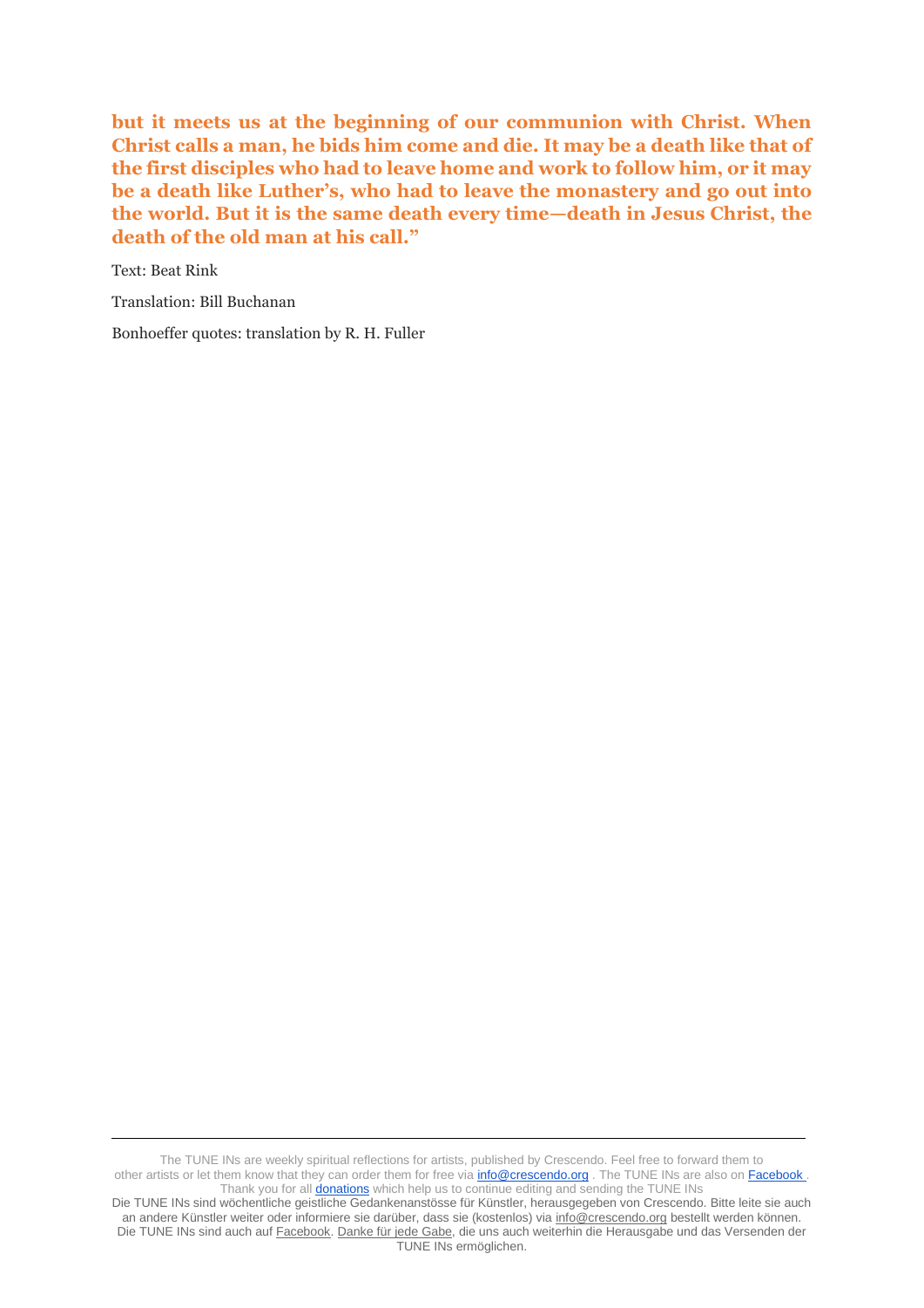**but it meets us at the beginning of our communion with Christ. When Christ calls a man, he bids him come and die. It may be a death like that of the first disciples who had to leave home and work to follow him, or it may be a death like Luther's, who had to leave the monastery and go out into the world. But it is the same death every time—death in Jesus Christ, the death of the old man at his call."**

Text: Beat Rink

Translation: Bill Buchanan

Bonhoeffer quotes: translation by R. H. Fuller

---

The TUNE INs are weekly spiritual reflections for artists, published by Crescendo. Feel free to forward them to other artists or let them know that they can order them for free via info@crescendo.org . The TUNE INs are also on Facebook . Thank you for all donations which help us to continue editing and sending the TUNE INs

Die TUNE INs sind wöchentliche geistliche Gedankenanstösse für Künstler, herausgegeben von Crescendo. Bitte leite sie auch an andere Künstler weiter oder informiere sie darüber, dass sie (kostenlos) via info@crescendo.org bestellt werden können. Die TUNE INs sind auch auf Facebook. Danke für jede Gabe, die uns auch weiterhin die Herausgabe und das Versenden der TUNE INs ermöglichen.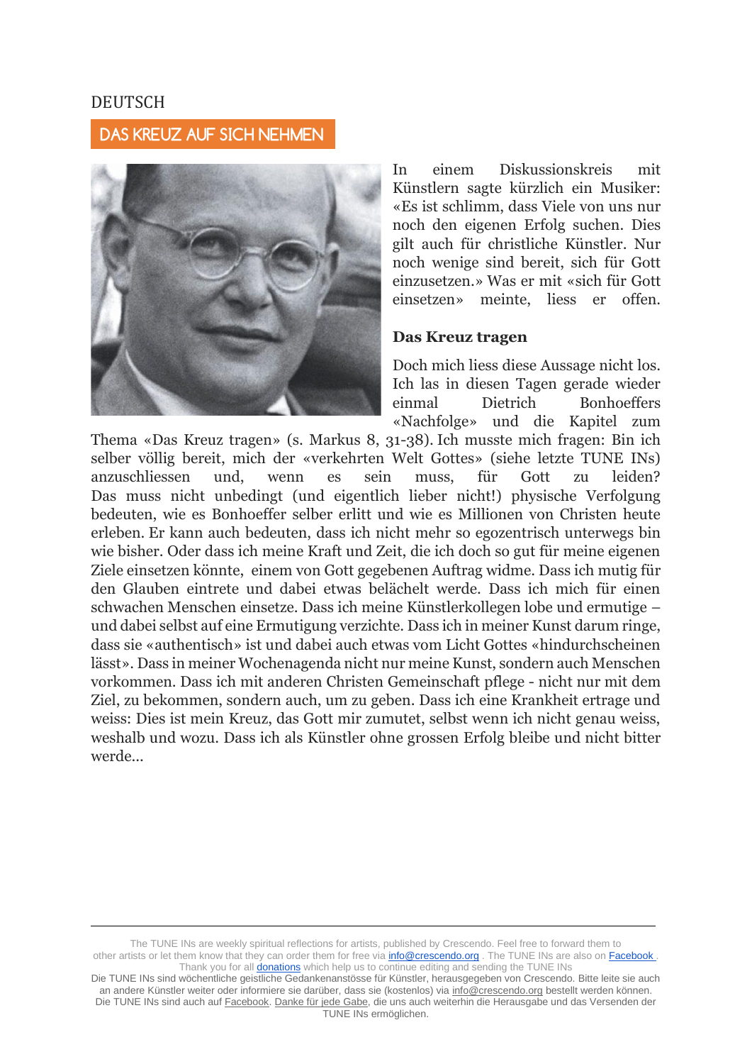DEUTSCH

## DAS KREUZ AUF SICH NEHMEN

In einem Diskussionskreis mit Künstlern sagte kürzlich ein Musiker: «Es ist schlimm, dass Viele von uns nur noch den eigenen Erfolg suchen. Dies gilt auch für christliche Künstler. Nur noch wenige sind bereit, sich für Gott einzusetzen.» Was er mit «sich für Gott einsetzen» meinte, liess er offen.

### Das Kreuz tragen

Doch mich liess diese Aussage nicht los. Ich las in diesen Tagen gerade wieder einmal Dietrich Bonhoeffers «Nachfolge» und die Kapitel zum Thema «Das Kreuz tragen» (s. Markus 8, 31-38). Ich musste mich fragen: Bin ich selber völlig bereit, mich der «verkehrten Welt Gottes» (siehe letzte TUNE INs) anzuschliessen und, wenn es sein muss, für Gott zu leiden? Das muss nicht unbedingt (und eigentlich lieber nicht!) physische Verfolgung bedeuten, wie es Bonhoeffer selber erlitt und wie es Millionen von Christen heute erleben. Er kann auch bedeuten, dass ich nicht mehr so egozentrisch unterwegs bin wie bisher. Oder dass ich meine Kraft und Zeit, die ich doch so gut für meine eigenen Ziele einsetzen könnte, einem von Gott gegebenen Auftrag widme. Dass ich mutig für den Glauben eintrete und dabei etwas belächelt werde. Dass ich mich für einen schwachen Menschen einsetze. Dass ich meine Künstlerkollegen lobe und ermutige – und dabei selbst auf eine Ermutigung verzichte. Dass ich in meiner Kunst darum ringe, dass sie «authentisch» ist und dabei auch etwas vom Licht Gottes «hindurchscheinen lässt». Dass in meiner Wochenagenda nicht nur meine Kunst, sondern auch Menschen vorkommen. Dass ich mit anderen Christen Gemeinschaft pflege - nicht nur mit dem Ziel, zu bekommen, sondern auch, um zu geben. Dass ich eine Krankheit ertrage und weiss: Dies ist mein Kreuz, das Gott mir zumutet, selbst wenn ich nicht genau weiss, weshalb und wozu. Dass ich als Künstler ohne grossen Erfolg bleibe und nicht bitter werde…

---

The TUNE INs are weekly spiritual reflections for artists, published by Crescendo. Feel free to forward them to other artists or let them know that they can order them for free via info@crescendo.org . The TUNE INs are also on Facebook . Thank you for all donations which help us to continue editing and sending the TUNE INs

Die TUNE INs sind wöchentliche geistliche Gedankenanstösse für Künstler, herausgegeben von Crescendo. Bitte leite sie auch an andere Künstler weiter oder informiere sie darüber, dass sie (kostenlos) via info@crescendo.org bestellt werden können. Die TUNE INs sind auch auf Facebook. Danke für jede Gabe, die uns auch weiterhin die Herausgabe und das Versenden der TUNE INs ermöglichen.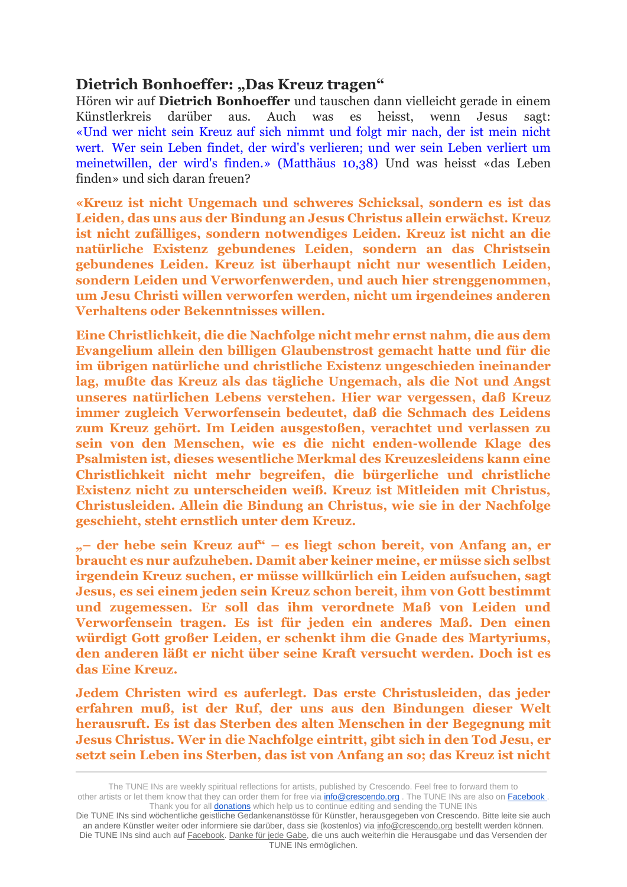## Dietrich Bonhoeffer: „Das Kreuz tragen"

Hören wir auf **Dietrich Bonhoeffer** und tauschen dann vielleicht gerade in einem Künstlerkreis darüber aus. Auch was es heisst, wenn Jesus sagt: «Und wer nicht sein Kreuz auf sich nimmt und folgt mir nach, der ist mein nicht wert. Wer sein Leben findet, der wird's verlieren; und wer sein Leben verliert um meinetwillen, der wird's finden.» (Matthäus 10,38) Und was heisst «das Leben finden» und sich daran freuen?

**«Kreuz ist nicht Ungemach und schweres Schicksal, sondern es ist das Leiden, das uns aus der Bindung an Jesus Christus allein erwächst. Kreuz ist nicht zufälliges, sondern notwendiges Leiden. Kreuz ist nicht an die natürliche Existenz gebundenes Leiden, sondern an das Christsein gebundenes Leiden. Kreuz ist überhaupt nicht nur wesentlich Leiden, sondern Leiden und Verworfenwerden, und auch hier strenggenommen, um Jesu Christi willen verworfen werden, nicht um irgendeines anderen Verhaltens oder Bekenntnisses willen.**

**Eine Christlichkeit, die die Nachfolge nicht mehr ernst nahm, die aus dem Evangelium allein den billigen Glaubenstrost gemacht hatte und für die im übrigen natürliche und christliche Existenz ungeschieden ineinander lag, mußte das Kreuz als das tägliche Ungemach, als die Not und Angst unseres natürlichen Lebens verstehen. Hier war vergessen, daß Kreuz immer zugleich Verworfensein bedeutet, daß die Schmach des Leidens zum Kreuz gehört. Im Leiden ausgestoßen, verachtet und verlassen zu sein von den Menschen, wie es die nicht enden-wollende Klage des Psalmisten ist, dieses wesentliche Merkmal des Kreuzesleidens kann eine Christlichkeit nicht mehr begreifen, die bürgerliche und christliche Existenz nicht zu unterscheiden weiß. Kreuz ist Mitleiden mit Christus, Christusleiden. Allein die Bindung an Christus, wie sie in der Nachfolge geschieht, steht ernstlich unter dem Kreuz.**

**„– der hebe sein Kreuz auf" – es liegt schon bereit, von Anfang an, er braucht es nur aufzuheben. Damit aber keiner meine, er müsse sich selbst irgendein Kreuz suchen, er müsse willkürlich ein Leiden aufsuchen, sagt Jesus, es sei einem jeden sein Kreuz schon bereit, ihm von Gott bestimmt und zugemessen. Er soll das ihm verordnete Maß von Leiden und Verworfensein tragen. Es ist für jeden ein anderes Maß. Den einen würdigt Gott großer Leiden, er schenkt ihm die Gnade des Martyriums, den anderen läßt er nicht über seine Kraft versucht werden. Doch ist es das Eine Kreuz.**

**Jedem Christen wird es auferlegt. Das erste Christusleiden, das jeder erfahren muß, ist der Ruf, der uns aus den Bindungen dieser Welt herausruft. Es ist das Sterben des alten Menschen in der Begegnung mit Jesus Christus. Wer in die Nachfolge eintritt, gibt sich in den Tod Jesu, er setzt sein Leben ins Sterben, das ist von Anfang an so; das Kreuz ist nicht**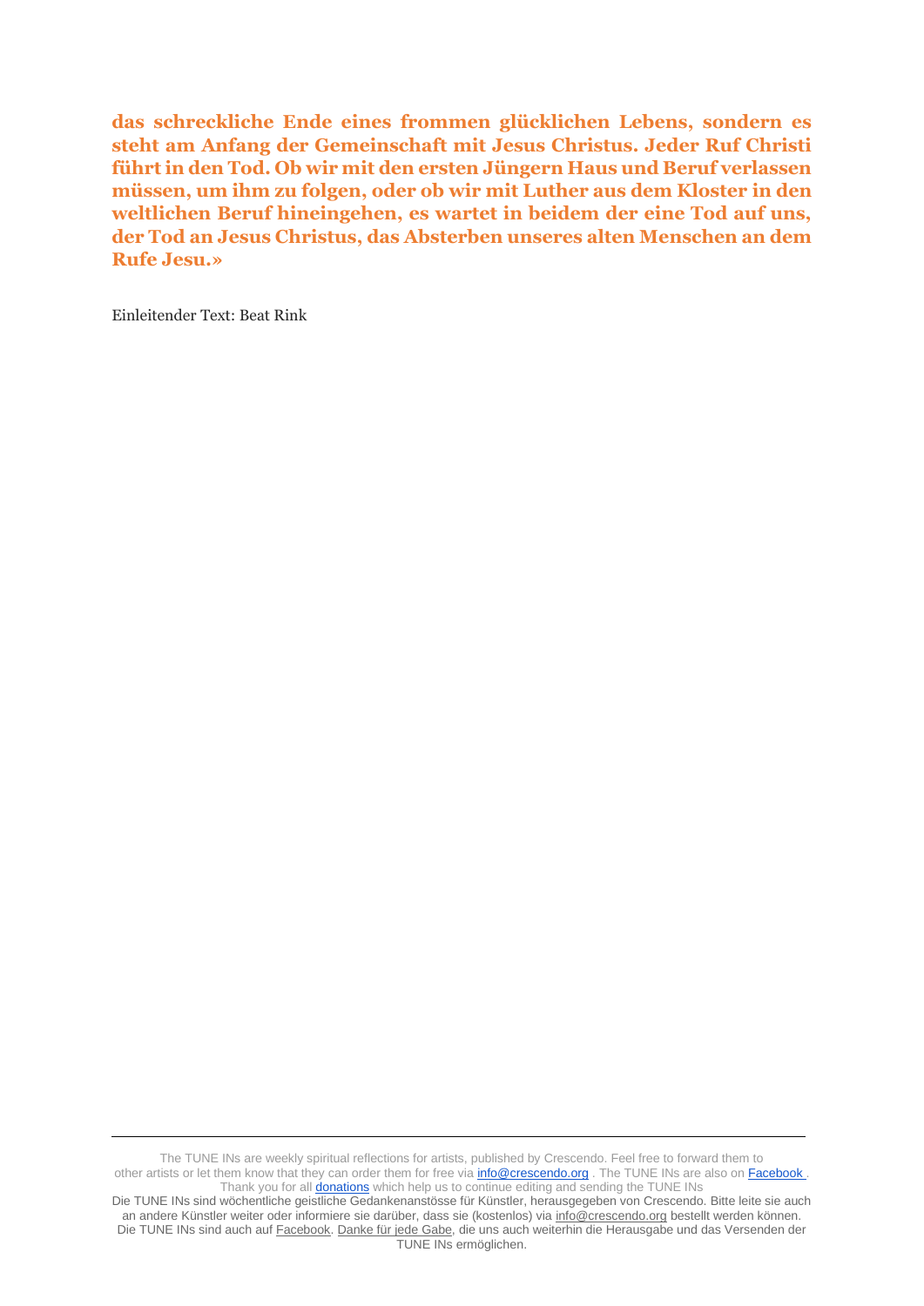**das schreckliche Ende eines frommen glücklichen Lebens, sondern es steht am Anfang der Gemeinschaft mit Jesus Christus. Jeder Ruf Christi führt in den Tod. Ob wir mit den ersten Jüngern Haus und Beruf verlassen müssen, um ihm zu folgen, oder ob wir mit Luther aus dem Kloster in den weltlichen Beruf hineingehen, es wartet in beidem der eine Tod auf uns, der Tod an Jesus Christus, das Absterben unseres alten Menschen an dem Rufe Jesu.»**

Einleitender Text: Beat Rink

---

The TUNE INs are weekly spiritual reflections for artists, published by Crescendo. Feel free to forward them to other artists or let them know that they can order them for free via info@crescendo.org . The TUNE INs are also on Facebook . Thank you for all donations which help us to continue editing and sending the TUNE INs

Die TUNE INs sind wöchentliche geistliche Gedankenanstösse für Künstler, herausgegeben von Crescendo. Bitte leite sie auch an andere Künstler weiter oder informiere sie darüber, dass sie (kostenlos) via info@crescendo.org bestellt werden können. Die TUNE INs sind auch auf Facebook. Danke für jede Gabe, die uns auch weiterhin die Herausgabe und das Versenden der TUNE INs ermöglichen.